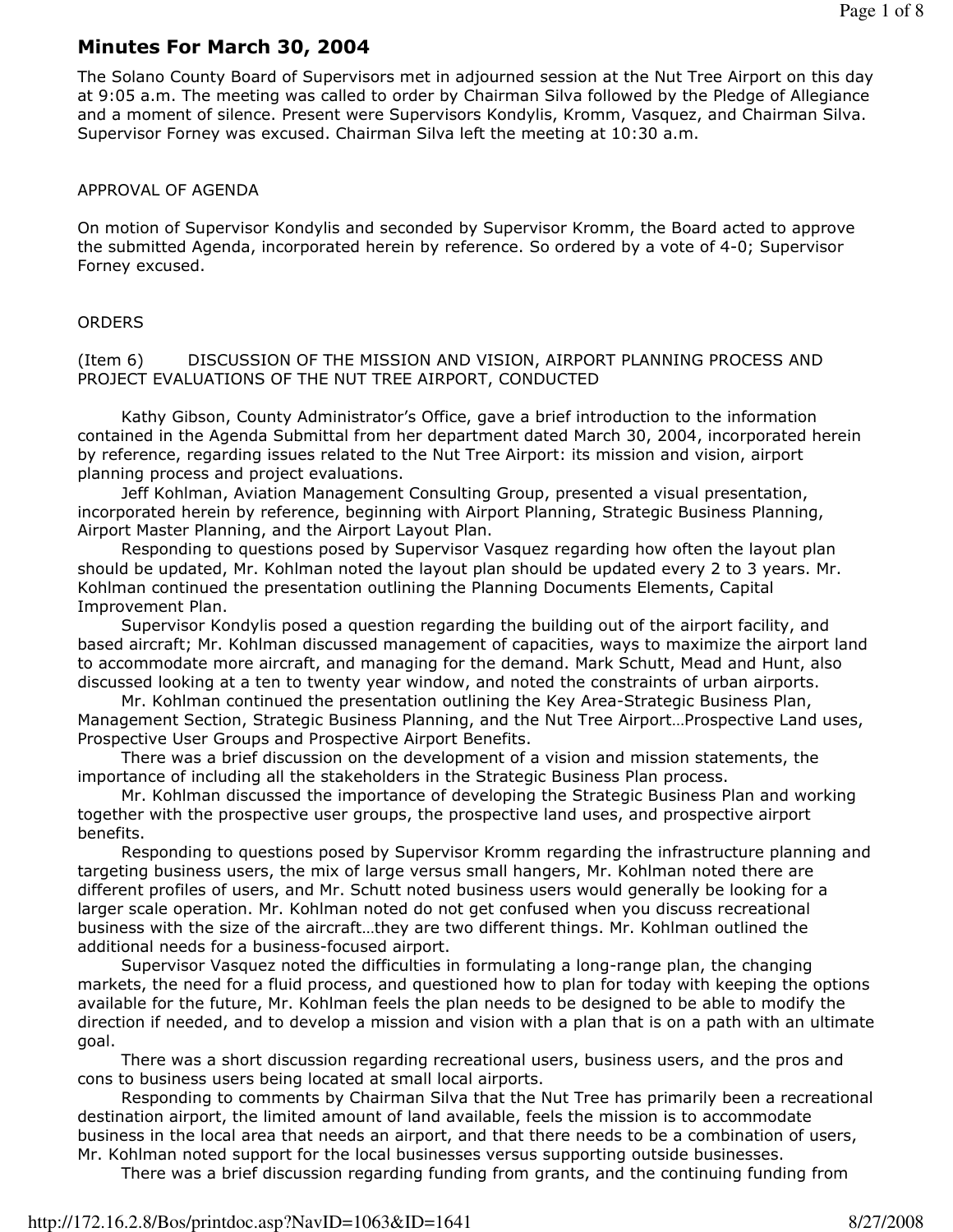# Minutes For March 30, 2004

The Solano County Board of Supervisors met in adjourned session at the Nut Tree Airport on this day at 9:05 a.m. The meeting was called to order by Chairman Silva followed by the Pledge of Allegiance and a moment of silence. Present were Supervisors Kondylis, Kromm, Vasquez, and Chairman Silva. Supervisor Forney was excused. Chairman Silva left the meeting at 10:30 a.m.

APPROVAL OF AGENDA

On motion of Supervisor Kondylis and seconded by Supervisor Kromm, the Board acted to approve the submitted Agenda, incorporated herein by reference. So ordered by a vote of 4-0; Supervisor Forney excused.

ORDERS

(Item 6) DISCUSSION OF THE MISSION AND VISION, AIRPORT PLANNING PROCESS AND PROJECT EVALUATIONS OF THE NUT TREE AIRPORT, CONDUCTED

Kathy Gibson, County Administrator's Office, gave a brief introduction to the information contained in the Agenda Submittal from her department dated March 30, 2004, incorporated herein by reference, regarding issues related to the Nut Tree Airport: its mission and vision, airport planning process and project evaluations.

Jeff Kohlman, Aviation Management Consulting Group, presented a visual presentation, incorporated herein by reference, beginning with Airport Planning, Strategic Business Planning, Airport Master Planning, and the Airport Layout Plan.

Responding to questions posed by Supervisor Vasquez regarding how often the layout plan should be updated, Mr. Kohlman noted the layout plan should be updated every 2 to 3 years. Mr. Kohlman continued the presentation outlining the Planning Documents Elements, Capital Improvement Plan.

Supervisor Kondylis posed a question regarding the building out of the airport facility, and based aircraft; Mr. Kohlman discussed management of capacities, ways to maximize the airport land to accommodate more aircraft, and managing for the demand. Mark Schutt, Mead and Hunt, also discussed looking at a ten to twenty year window, and noted the constraints of urban airports.

Mr. Kohlman continued the presentation outlining the Key Area-Strategic Business Plan, Management Section, Strategic Business Planning, and the Nut Tree Airport…Prospective Land uses, Prospective User Groups and Prospective Airport Benefits.

There was a brief discussion on the development of a vision and mission statements, the importance of including all the stakeholders in the Strategic Business Plan process.

Mr. Kohlman discussed the importance of developing the Strategic Business Plan and working together with the prospective user groups, the prospective land uses, and prospective airport benefits.

Responding to questions posed by Supervisor Kromm regarding the infrastructure planning and targeting business users, the mix of large versus small hangers, Mr. Kohlman noted there are different profiles of users, and Mr. Schutt noted business users would generally be looking for a larger scale operation. Mr. Kohlman noted do not get confused when you discuss recreational business with the size of the aircraft…they are two different things. Mr. Kohlman outlined the additional needs for a business-focused airport.

Supervisor Vasquez noted the difficulties in formulating a long-range plan, the changing markets, the need for a fluid process, and questioned how to plan for today with keeping the options available for the future, Mr. Kohlman feels the plan needs to be designed to be able to modify the direction if needed, and to develop a mission and vision with a plan that is on a path with an ultimate goal.

There was a short discussion regarding recreational users, business users, and the pros and cons to business users being located at small local airports.

Responding to comments by Chairman Silva that the Nut Tree has primarily been a recreational destination airport, the limited amount of land available, feels the mission is to accommodate business in the local area that needs an airport, and that there needs to be a combination of users, Mr. Kohlman noted support for the local businesses versus supporting outside businesses.

There was a brief discussion regarding funding from grants, and the continuing funding from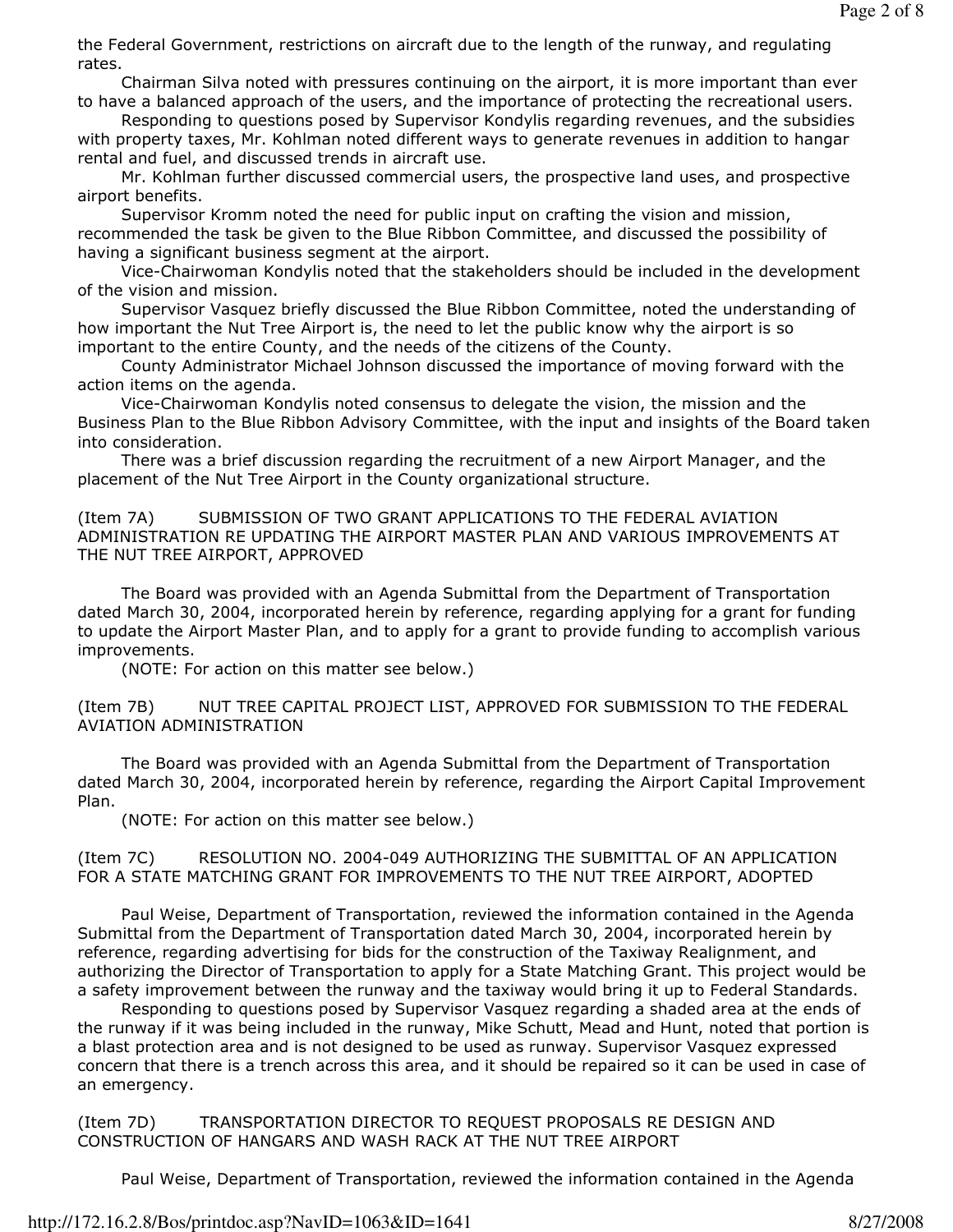the Federal Government, restrictions on aircraft due to the length of the runway, and regulating rates.

Chairman Silva noted with pressures continuing on the airport, it is more important than ever to have a balanced approach of the users, and the importance of protecting the recreational users.

Responding to questions posed by Supervisor Kondylis regarding revenues, and the subsidies with property taxes, Mr. Kohlman noted different ways to generate revenues in addition to hangar rental and fuel, and discussed trends in aircraft use.

Mr. Kohlman further discussed commercial users, the prospective land uses, and prospective airport benefits.

Supervisor Kromm noted the need for public input on crafting the vision and mission, recommended the task be given to the Blue Ribbon Committee, and discussed the possibility of having a significant business segment at the airport.

Vice-Chairwoman Kondylis noted that the stakeholders should be included in the development of the vision and mission.

Supervisor Vasquez briefly discussed the Blue Ribbon Committee, noted the understanding of how important the Nut Tree Airport is, the need to let the public know why the airport is so important to the entire County, and the needs of the citizens of the County.

County Administrator Michael Johnson discussed the importance of moving forward with the action items on the agenda.

Vice-Chairwoman Kondylis noted consensus to delegate the vision, the mission and the Business Plan to the Blue Ribbon Advisory Committee, with the input and insights of the Board taken into consideration.

There was a brief discussion regarding the recruitment of a new Airport Manager, and the placement of the Nut Tree Airport in the County organizational structure.

(Item 7A) SUBMISSION OF TWO GRANT APPLICATIONS TO THE FEDERAL AVIATION ADMINISTRATION RE UPDATING THE AIRPORT MASTER PLAN AND VARIOUS IMPROVEMENTS AT THE NUT TREE AIRPORT, APPROVED

The Board was provided with an Agenda Submittal from the Department of Transportation dated March 30, 2004, incorporated herein by reference, regarding applying for a grant for funding to update the Airport Master Plan, and to apply for a grant to provide funding to accomplish various improvements.

(NOTE: For action on this matter see below.)

(Item 7B) NUT TREE CAPITAL PROJECT LIST, APPROVED FOR SUBMISSION TO THE FEDERAL AVIATION ADMINISTRATION

The Board was provided with an Agenda Submittal from the Department of Transportation dated March 30, 2004, incorporated herein by reference, regarding the Airport Capital Improvement Plan.

(NOTE: For action on this matter see below.)

(Item 7C) RESOLUTION NO. 2004-049 AUTHORIZING THE SUBMITTAL OF AN APPLICATION FOR A STATE MATCHING GRANT FOR IMPROVEMENTS TO THE NUT TREE AIRPORT, ADOPTED

Paul Weise, Department of Transportation, reviewed the information contained in the Agenda Submittal from the Department of Transportation dated March 30, 2004, incorporated herein by reference, regarding advertising for bids for the construction of the Taxiway Realignment, and authorizing the Director of Transportation to apply for a State Matching Grant. This project would be a safety improvement between the runway and the taxiway would bring it up to Federal Standards.

Responding to questions posed by Supervisor Vasquez regarding a shaded area at the ends of the runway if it was being included in the runway, Mike Schutt, Mead and Hunt, noted that portion is a blast protection area and is not designed to be used as runway. Supervisor Vasquez expressed concern that there is a trench across this area, and it should be repaired so it can be used in case of an emergency.

(Item 7D) TRANSPORTATION DIRECTOR TO REQUEST PROPOSALS RE DESIGN AND CONSTRUCTION OF HANGARS AND WASH RACK AT THE NUT TREE AIRPORT

Paul Weise, Department of Transportation, reviewed the information contained in the Agenda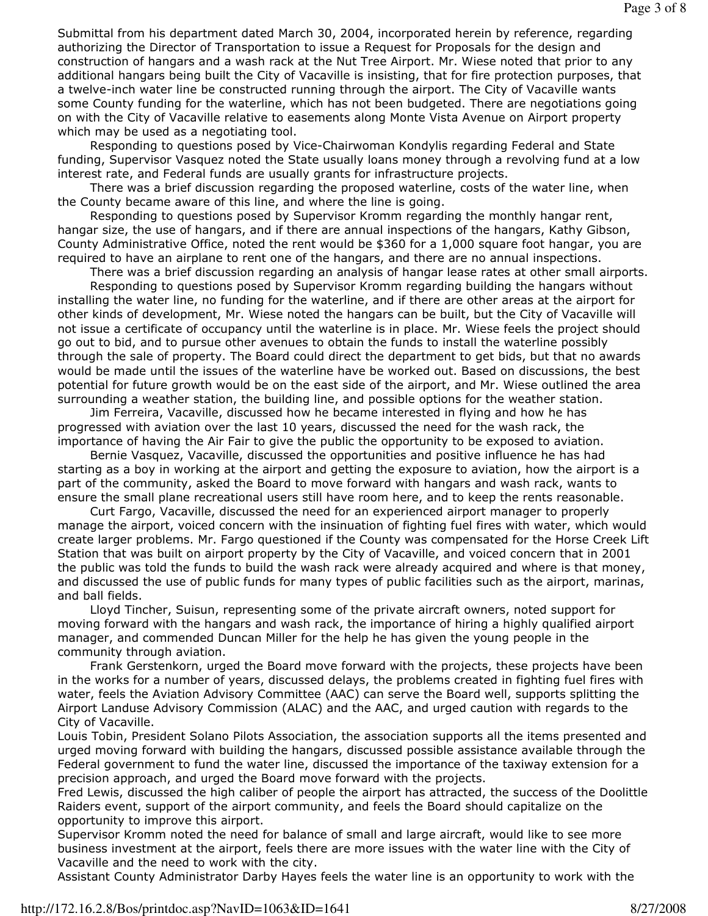Submittal from his department dated March 30, 2004, incorporated herein by reference, regarding authorizing the Director of Transportation to issue a Request for Proposals for the design and construction of hangars and a wash rack at the Nut Tree Airport. Mr. Wiese noted that prior to any additional hangars being built the City of Vacaville is insisting, that for fire protection purposes, that a twelve-inch water line be constructed running through the airport. The City of Vacaville wants some County funding for the waterline, which has not been budgeted. There are negotiations going on with the City of Vacaville relative to easements along Monte Vista Avenue on Airport property which may be used as a negotiating tool.

Responding to questions posed by Vice-Chairwoman Kondylis regarding Federal and State funding, Supervisor Vasquez noted the State usually loans money through a revolving fund at a low interest rate, and Federal funds are usually grants for infrastructure projects.

There was a brief discussion regarding the proposed waterline, costs of the water line, when the County became aware of this line, and where the line is going.

Responding to questions posed by Supervisor Kromm regarding the monthly hangar rent, hangar size, the use of hangars, and if there are annual inspections of the hangars, Kathy Gibson, County Administrative Office, noted the rent would be $360 for a 1,000 square foot hangar, you are required to have an airplane to rent one of the hangars, and there are no annual inspections.

There was a brief discussion regarding an analysis of hangar lease rates at other small airports.

Responding to questions posed by Supervisor Kromm regarding building the hangars without installing the water line, no funding for the waterline, and if there are other areas at the airport for other kinds of development, Mr. Wiese noted the hangars can be built, but the City of Vacaville will not issue a certificate of occupancy until the waterline is in place. Mr. Wiese feels the project should go out to bid, and to pursue other avenues to obtain the funds to install the waterline possibly through the sale of property. The Board could direct the department to get bids, but that no awards would be made until the issues of the waterline have be worked out. Based on discussions, the best potential for future growth would be on the east side of the airport, and Mr. Wiese outlined the area surrounding a weather station, the building line, and possible options for the weather station.

Jim Ferreira, Vacaville, discussed how he became interested in flying and how he has progressed with aviation over the last 10 years, discussed the need for the wash rack, the importance of having the Air Fair to give the public the opportunity to be exposed to aviation.

Bernie Vasquez, Vacaville, discussed the opportunities and positive influence he has had starting as a boy in working at the airport and getting the exposure to aviation, how the airport is a part of the community, asked the Board to move forward with hangars and wash rack, wants to ensure the small plane recreational users still have room here, and to keep the rents reasonable.

Curt Fargo, Vacaville, discussed the need for an experienced airport manager to properly manage the airport, voiced concern with the insinuation of fighting fuel fires with water, which would create larger problems. Mr. Fargo questioned if the County was compensated for the Horse Creek Lift Station that was built on airport property by the City of Vacaville, and voiced concern that in 2001 the public was told the funds to build the wash rack were already acquired and where is that money, and discussed the use of public funds for many types of public facilities such as the airport, marinas, and ball fields.

Lloyd Tincher, Suisun, representing some of the private aircraft owners, noted support for moving forward with the hangars and wash rack, the importance of hiring a highly qualified airport manager, and commended Duncan Miller for the help he has given the young people in the community through aviation.

Frank Gerstenkorn, urged the Board move forward with the projects, these projects have been in the works for a number of years, discussed delays, the problems created in fighting fuel fires with water, feels the Aviation Advisory Committee (AAC) can serve the Board well, supports splitting the Airport Landuse Advisory Commission (ALAC) and the AAC, and urged caution with regards to the City of Vacaville.

Louis Tobin, President Solano Pilots Association, the association supports all the items presented and urged moving forward with building the hangars, discussed possible assistance available through the Federal government to fund the water line, discussed the importance of the taxiway extension for a precision approach, and urged the Board move forward with the projects.

Fred Lewis, discussed the high caliber of people the airport has attracted, the success of the Doolittle Raiders event, support of the airport community, and feels the Board should capitalize on the opportunity to improve this airport.

Supervisor Kromm noted the need for balance of small and large aircraft, would like to see more business investment at the airport, feels there are more issues with the water line with the City of Vacaville and the need to work with the city.

Assistant County Administrator Darby Hayes feels the water line is an opportunity to work with the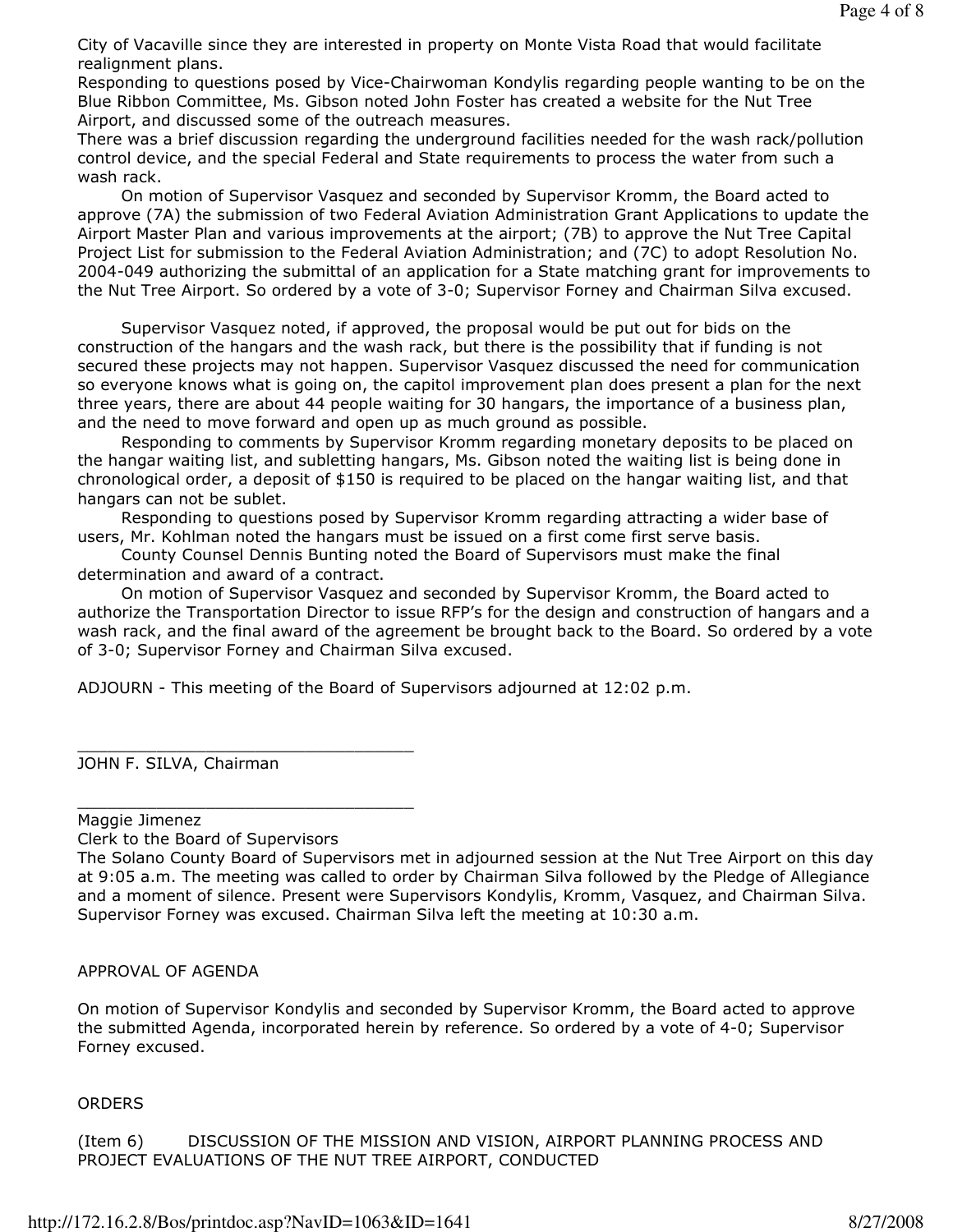City of Vacaville since they are interested in property on Monte Vista Road that would facilitate realignment plans.

Responding to questions posed by Vice-Chairwoman Kondylis regarding people wanting to be on the Blue Ribbon Committee, Ms. Gibson noted John Foster has created a website for the Nut Tree Airport, and discussed some of the outreach measures.

There was a brief discussion regarding the underground facilities needed for the wash rack/pollution control device, and the special Federal and State requirements to process the water from such a wash rack.

On motion of Supervisor Vasquez and seconded by Supervisor Kromm, the Board acted to approve (7A) the submission of two Federal Aviation Administration Grant Applications to update the Airport Master Plan and various improvements at the airport; (7B) to approve the Nut Tree Capital Project List for submission to the Federal Aviation Administration; and (7C) to adopt Resolution No. 2004-049 authorizing the submittal of an application for a State matching grant for improvements to the Nut Tree Airport. So ordered by a vote of 3-0; Supervisor Forney and Chairman Silva excused.

Supervisor Vasquez noted, if approved, the proposal would be put out for bids on the construction of the hangars and the wash rack, but there is the possibility that if funding is not secured these projects may not happen. Supervisor Vasquez discussed the need for communication so everyone knows what is going on, the capitol improvement plan does present a plan for the next three years, there are about 44 people waiting for 30 hangars, the importance of a business plan, and the need to move forward and open up as much ground as possible.

Responding to comments by Supervisor Kromm regarding monetary deposits to be placed on the hangar waiting list, and subletting hangars, Ms. Gibson noted the waiting list is being done in chronological order, a deposit of $150 is required to be placed on the hangar waiting list, and that hangars can not be sublet.

Responding to questions posed by Supervisor Kromm regarding attracting a wider base of users, Mr. Kohlman noted the hangars must be issued on a first come first serve basis.

County Counsel Dennis Bunting noted the Board of Supervisors must make the final determination and award of a contract.

On motion of Supervisor Vasquez and seconded by Supervisor Kromm, the Board acted to authorize the Transportation Director to issue RFP's for the design and construction of hangars and a wash rack, and the final award of the agreement be brought back to the Board. So ordered by a vote of 3-0; Supervisor Forney and Chairman Silva excused.

ADJOURN - This meeting of the Board of Supervisors adjourned at 12:02 p.m.

\_\_\_\_\_\_\_\_\_\_\_\_\_\_\_\_\_\_\_\_\_\_\_\_\_\_\_\_\_\_\_\_\_\_

JOHN F. SILVA, Chairman

\_\_\_\_\_\_\_\_\_\_\_\_\_\_\_\_\_\_\_\_\_\_\_\_\_\_\_\_\_\_\_\_\_\_

Maggie Jimenez

Clerk to the Board of Supervisors

The Solano County Board of Supervisors met in adjourned session at the Nut Tree Airport on this day at 9:05 a.m. The meeting was called to order by Chairman Silva followed by the Pledge of Allegiance and a moment of silence. Present were Supervisors Kondylis, Kromm, Vasquez, and Chairman Silva. Supervisor Forney was excused. Chairman Silva left the meeting at 10:30 a.m.

APPROVAL OF AGENDA

On motion of Supervisor Kondylis and seconded by Supervisor Kromm, the Board acted to approve the submitted Agenda, incorporated herein by reference. So ordered by a vote of 4-0; Supervisor Forney excused.

ORDERS

(Item 6) DISCUSSION OF THE MISSION AND VISION, AIRPORT PLANNING PROCESS AND PROJECT EVALUATIONS OF THE NUT TREE AIRPORT, CONDUCTED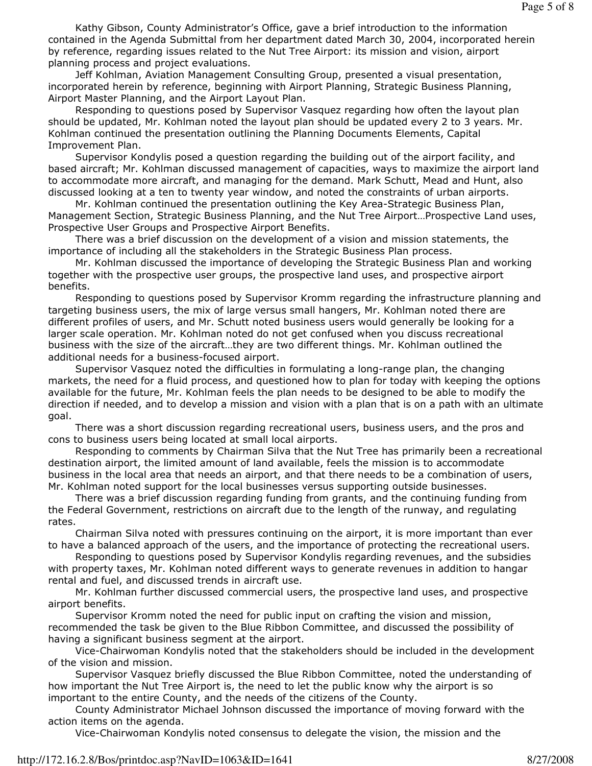Kathy Gibson, County Administrator's Office, gave a brief introduction to the information contained in the Agenda Submittal from her department dated March 30, 2004, incorporated herein by reference, regarding issues related to the Nut Tree Airport: its mission and vision, airport planning process and project evaluations.

Jeff Kohlman, Aviation Management Consulting Group, presented a visual presentation, incorporated herein by reference, beginning with Airport Planning, Strategic Business Planning, Airport Master Planning, and the Airport Layout Plan.

Responding to questions posed by Supervisor Vasquez regarding how often the layout plan should be updated, Mr. Kohlman noted the layout plan should be updated every 2 to 3 years. Mr. Kohlman continued the presentation outlining the Planning Documents Elements, Capital Improvement Plan.

Supervisor Kondylis posed a question regarding the building out of the airport facility, and based aircraft; Mr. Kohlman discussed management of capacities, ways to maximize the airport land to accommodate more aircraft, and managing for the demand. Mark Schutt, Mead and Hunt, also discussed looking at a ten to twenty year window, and noted the constraints of urban airports.

Mr. Kohlman continued the presentation outlining the Key Area-Strategic Business Plan, Management Section, Strategic Business Planning, and the Nut Tree Airport…Prospective Land uses, Prospective User Groups and Prospective Airport Benefits.

There was a brief discussion on the development of a vision and mission statements, the importance of including all the stakeholders in the Strategic Business Plan process.

Mr. Kohlman discussed the importance of developing the Strategic Business Plan and working together with the prospective user groups, the prospective land uses, and prospective airport benefits.

Responding to questions posed by Supervisor Kromm regarding the infrastructure planning and targeting business users, the mix of large versus small hangers, Mr. Kohlman noted there are different profiles of users, and Mr. Schutt noted business users would generally be looking for a larger scale operation. Mr. Kohlman noted do not get confused when you discuss recreational business with the size of the aircraft…they are two different things. Mr. Kohlman outlined the additional needs for a business-focused airport.

Supervisor Vasquez noted the difficulties in formulating a long-range plan, the changing markets, the need for a fluid process, and questioned how to plan for today with keeping the options available for the future, Mr. Kohlman feels the plan needs to be designed to be able to modify the direction if needed, and to develop a mission and vision with a plan that is on a path with an ultimate goal.

There was a short discussion regarding recreational users, business users, and the pros and cons to business users being located at small local airports.

Responding to comments by Chairman Silva that the Nut Tree has primarily been a recreational destination airport, the limited amount of land available, feels the mission is to accommodate business in the local area that needs an airport, and that there needs to be a combination of users, Mr. Kohlman noted support for the local businesses versus supporting outside businesses.

There was a brief discussion regarding funding from grants, and the continuing funding from the Federal Government, restrictions on aircraft due to the length of the runway, and regulating rates.

Chairman Silva noted with pressures continuing on the airport, it is more important than ever to have a balanced approach of the users, and the importance of protecting the recreational users.

Responding to questions posed by Supervisor Kondylis regarding revenues, and the subsidies with property taxes, Mr. Kohlman noted different ways to generate revenues in addition to hangar rental and fuel, and discussed trends in aircraft use.

Mr. Kohlman further discussed commercial users, the prospective land uses, and prospective airport benefits.

Supervisor Kromm noted the need for public input on crafting the vision and mission, recommended the task be given to the Blue Ribbon Committee, and discussed the possibility of having a significant business segment at the airport.

Vice-Chairwoman Kondylis noted that the stakeholders should be included in the development of the vision and mission.

Supervisor Vasquez briefly discussed the Blue Ribbon Committee, noted the understanding of how important the Nut Tree Airport is, the need to let the public know why the airport is so important to the entire County, and the needs of the citizens of the County.

County Administrator Michael Johnson discussed the importance of moving forward with the action items on the agenda.

Vice-Chairwoman Kondylis noted consensus to delegate the vision, the mission and the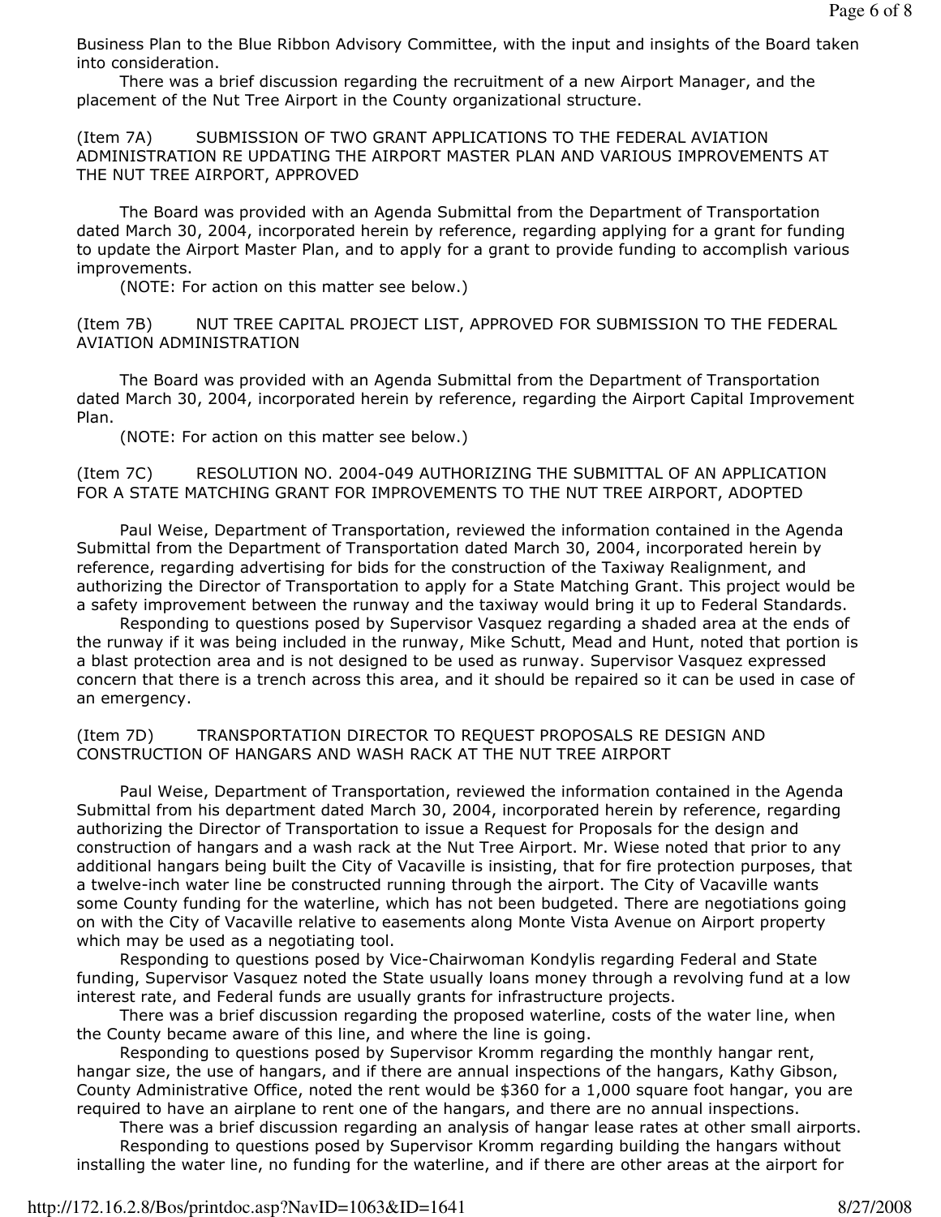Business Plan to the Blue Ribbon Advisory Committee, with the input and insights of the Board taken into consideration.

There was a brief discussion regarding the recruitment of a new Airport Manager, and the placement of the Nut Tree Airport in the County organizational structure.

(Item 7A) SUBMISSION OF TWO GRANT APPLICATIONS TO THE FEDERAL AVIATION ADMINISTRATION RE UPDATING THE AIRPORT MASTER PLAN AND VARIOUS IMPROVEMENTS AT THE NUT TREE AIRPORT, APPROVED

The Board was provided with an Agenda Submittal from the Department of Transportation dated March 30, 2004, incorporated herein by reference, regarding applying for a grant for funding to update the Airport Master Plan, and to apply for a grant to provide funding to accomplish various improvements.

(NOTE: For action on this matter see below.)

(Item 7B) NUT TREE CAPITAL PROJECT LIST, APPROVED FOR SUBMISSION TO THE FEDERAL AVIATION ADMINISTRATION

The Board was provided with an Agenda Submittal from the Department of Transportation dated March 30, 2004, incorporated herein by reference, regarding the Airport Capital Improvement Plan.

(NOTE: For action on this matter see below.)

(Item 7C) RESOLUTION NO. 2004-049 AUTHORIZING THE SUBMITTAL OF AN APPLICATION FOR A STATE MATCHING GRANT FOR IMPROVEMENTS TO THE NUT TREE AIRPORT, ADOPTED

Paul Weise, Department of Transportation, reviewed the information contained in the Agenda Submittal from the Department of Transportation dated March 30, 2004, incorporated herein by reference, regarding advertising for bids for the construction of the Taxiway Realignment, and authorizing the Director of Transportation to apply for a State Matching Grant. This project would be a safety improvement between the runway and the taxiway would bring it up to Federal Standards.

Responding to questions posed by Supervisor Vasquez regarding a shaded area at the ends of the runway if it was being included in the runway, Mike Schutt, Mead and Hunt, noted that portion is a blast protection area and is not designed to be used as runway. Supervisor Vasquez expressed concern that there is a trench across this area, and it should be repaired so it can be used in case of an emergency.

(Item 7D) TRANSPORTATION DIRECTOR TO REQUEST PROPOSALS RE DESIGN AND CONSTRUCTION OF HANGARS AND WASH RACK AT THE NUT TREE AIRPORT

Paul Weise, Department of Transportation, reviewed the information contained in the Agenda Submittal from his department dated March 30, 2004, incorporated herein by reference, regarding authorizing the Director of Transportation to issue a Request for Proposals for the design and construction of hangars and a wash rack at the Nut Tree Airport. Mr. Wiese noted that prior to any additional hangars being built the City of Vacaville is insisting, that for fire protection purposes, that a twelve-inch water line be constructed running through the airport. The City of Vacaville wants some County funding for the waterline, which has not been budgeted. There are negotiations going on with the City of Vacaville relative to easements along Monte Vista Avenue on Airport property which may be used as a negotiating tool.

Responding to questions posed by Vice-Chairwoman Kondylis regarding Federal and State funding, Supervisor Vasquez noted the State usually loans money through a revolving fund at a low interest rate, and Federal funds are usually grants for infrastructure projects.

There was a brief discussion regarding the proposed waterline, costs of the water line, when the County became aware of this line, and where the line is going.

Responding to questions posed by Supervisor Kromm regarding the monthly hangar rent, hangar size, the use of hangars, and if there are annual inspections of the hangars, Kathy Gibson, County Administrative Office, noted the rent would be $360 for a 1,000 square foot hangar, you are required to have an airplane to rent one of the hangars, and there are no annual inspections.

There was a brief discussion regarding an analysis of hangar lease rates at other small airports.

Responding to questions posed by Supervisor Kromm regarding building the hangars without installing the water line, no funding for the waterline, and if there are other areas at the airport for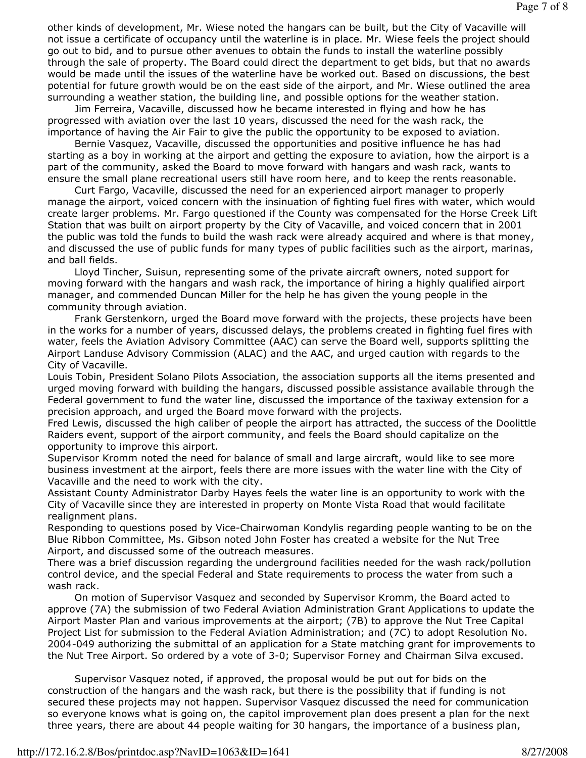other kinds of development, Mr. Wiese noted the hangars can be built, but the City of Vacaville will not issue a certificate of occupancy until the waterline is in place. Mr. Wiese feels the project should go out to bid, and to pursue other avenues to obtain the funds to install the waterline possibly through the sale of property. The Board could direct the department to get bids, but that no awards would be made until the issues of the waterline have be worked out. Based on discussions, the best potential for future growth would be on the east side of the airport, and Mr. Wiese outlined the area surrounding a weather station, the building line, and possible options for the weather station.

Jim Ferreira, Vacaville, discussed how he became interested in flying and how he has progressed with aviation over the last 10 years, discussed the need for the wash rack, the importance of having the Air Fair to give the public the opportunity to be exposed to aviation.

Bernie Vasquez, Vacaville, discussed the opportunities and positive influence he has had starting as a boy in working at the airport and getting the exposure to aviation, how the airport is a part of the community, asked the Board to move forward with hangars and wash rack, wants to ensure the small plane recreational users still have room here, and to keep the rents reasonable.

Curt Fargo, Vacaville, discussed the need for an experienced airport manager to properly manage the airport, voiced concern with the insinuation of fighting fuel fires with water, which would create larger problems. Mr. Fargo questioned if the County was compensated for the Horse Creek Lift Station that was built on airport property by the City of Vacaville, and voiced concern that in 2001 the public was told the funds to build the wash rack were already acquired and where is that money, and discussed the use of public funds for many types of public facilities such as the airport, marinas, and ball fields.

Lloyd Tincher, Suisun, representing some of the private aircraft owners, noted support for moving forward with the hangars and wash rack, the importance of hiring a highly qualified airport manager, and commended Duncan Miller for the help he has given the young people in the community through aviation.

Frank Gerstenkorn, urged the Board move forward with the projects, these projects have been in the works for a number of years, discussed delays, the problems created in fighting fuel fires with water, feels the Aviation Advisory Committee (AAC) can serve the Board well, supports splitting the Airport Landuse Advisory Commission (ALAC) and the AAC, and urged caution with regards to the City of Vacaville.

Louis Tobin, President Solano Pilots Association, the association supports all the items presented and urged moving forward with building the hangars, discussed possible assistance available through the Federal government to fund the water line, discussed the importance of the taxiway extension for a precision approach, and urged the Board move forward with the projects.

Fred Lewis, discussed the high caliber of people the airport has attracted, the success of the Doolittle Raiders event, support of the airport community, and feels the Board should capitalize on the opportunity to improve this airport.

Supervisor Kromm noted the need for balance of small and large aircraft, would like to see more business investment at the airport, feels there are more issues with the water line with the City of Vacaville and the need to work with the city.

Assistant County Administrator Darby Hayes feels the water line is an opportunity to work with the City of Vacaville since they are interested in property on Monte Vista Road that would facilitate realignment plans.

Responding to questions posed by Vice-Chairwoman Kondylis regarding people wanting to be on the Blue Ribbon Committee, Ms. Gibson noted John Foster has created a website for the Nut Tree Airport, and discussed some of the outreach measures.

There was a brief discussion regarding the underground facilities needed for the wash rack/pollution control device, and the special Federal and State requirements to process the water from such a wash rack.

On motion of Supervisor Vasquez and seconded by Supervisor Kromm, the Board acted to approve (7A) the submission of two Federal Aviation Administration Grant Applications to update the Airport Master Plan and various improvements at the airport; (7B) to approve the Nut Tree Capital Project List for submission to the Federal Aviation Administration; and (7C) to adopt Resolution No. 2004-049 authorizing the submittal of an application for a State matching grant for improvements to the Nut Tree Airport. So ordered by a vote of 3-0; Supervisor Forney and Chairman Silva excused.

Supervisor Vasquez noted, if approved, the proposal would be put out for bids on the construction of the hangars and the wash rack, but there is the possibility that if funding is not secured these projects may not happen. Supervisor Vasquez discussed the need for communication so everyone knows what is going on, the capitol improvement plan does present a plan for the next three years, there are about 44 people waiting for 30 hangars, the importance of a business plan,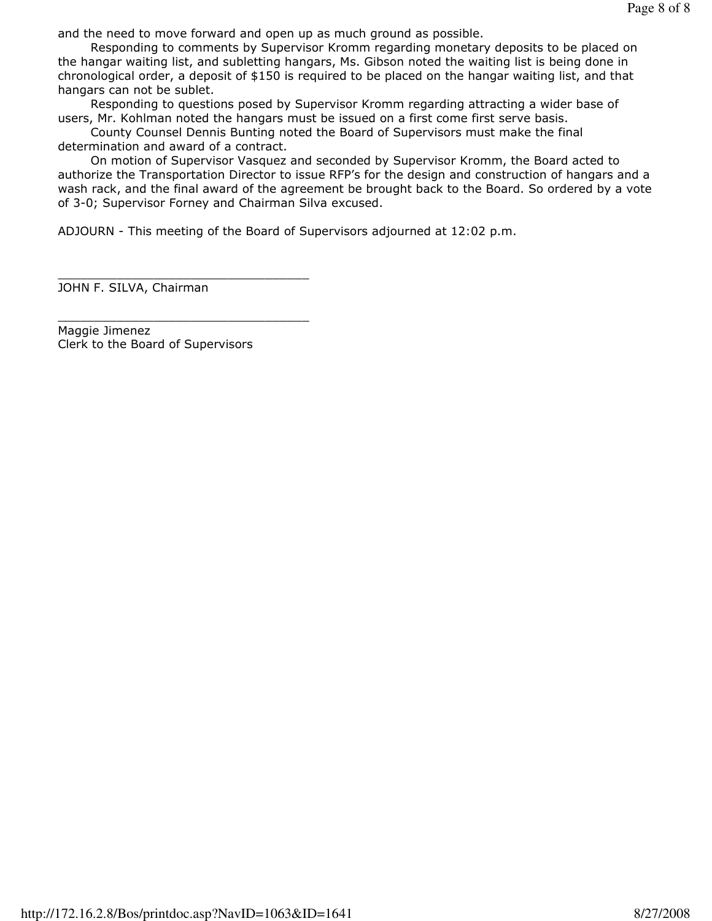and the need to move forward and open up as much ground as possible.

Responding to comments by Supervisor Kromm regarding monetary deposits to be placed on the hangar waiting list, and subletting hangars, Ms. Gibson noted the waiting list is being done in chronological order, a deposit of $150 is required to be placed on the hangar waiting list, and that hangars can not be sublet.

Responding to questions posed by Supervisor Kromm regarding attracting a wider base of users, Mr. Kohlman noted the hangars must be issued on a first come first serve basis.

County Counsel Dennis Bunting noted the Board of Supervisors must make the final determination and award of a contract.

On motion of Supervisor Vasquez and seconded by Supervisor Kromm, the Board acted to authorize the Transportation Director to issue RFP's for the design and construction of hangars and a wash rack, and the final award of the agreement be brought back to the Board. So ordered by a vote of 3-0; Supervisor Forney and Chairman Silva excused.

ADJOURN - This meeting of the Board of Supervisors adjourned at 12:02 p.m.

\_\_\_\_\_\_\_\_\_\_\_\_\_\_\_\_\_\_\_\_\_\_\_\_\_\_\_\_\_\_\_\_\_\_\_
JOHN F. SILVA, Chairman

\_\_\_\_\_\_\_\_\_\_\_\_\_\_\_\_\_\_\_\_\_\_\_\_\_\_\_\_\_\_\_\_\_\_\_
Maggie Jimenez
Clerk to the Board of Supervisors